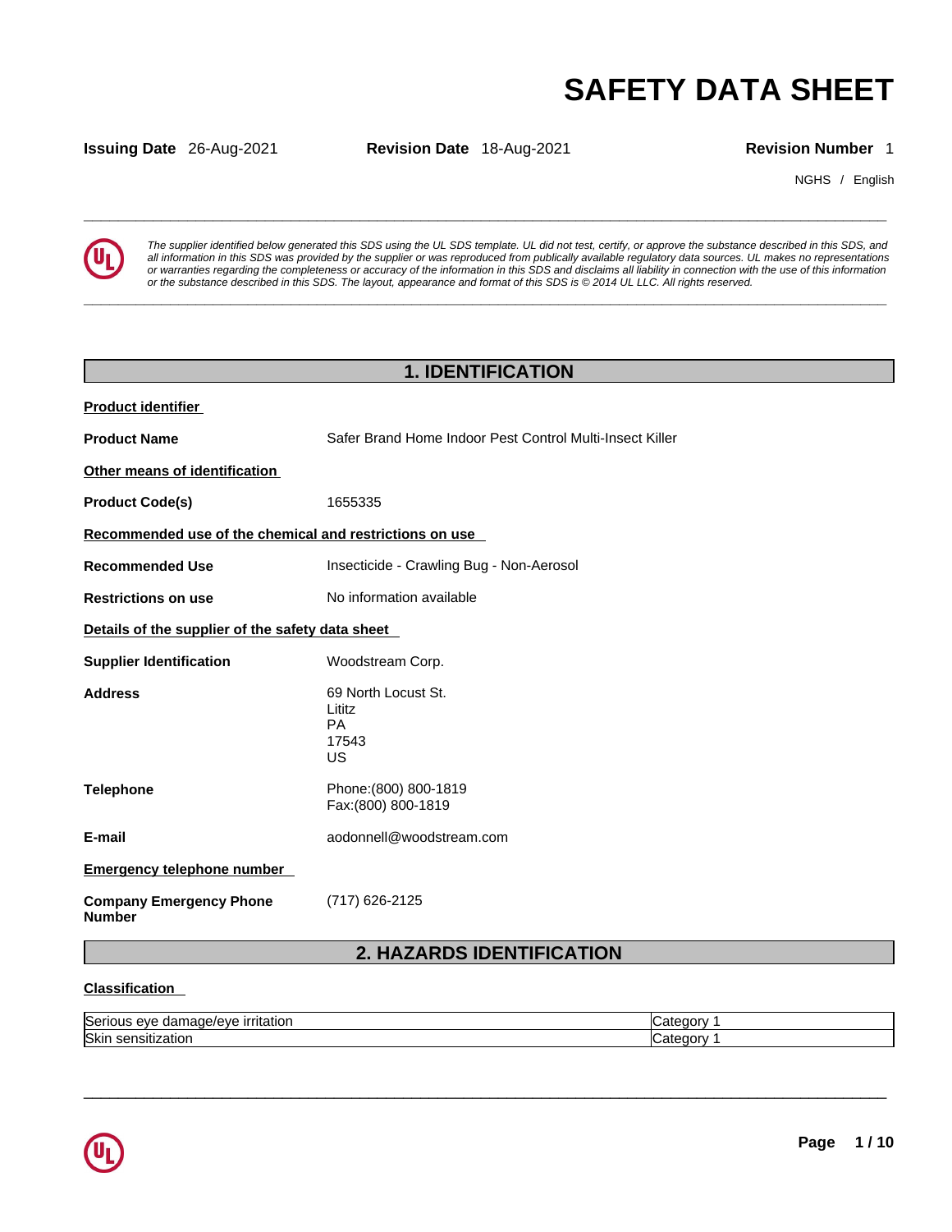# SAFETY DATA SHEET

**Issuing Date** 26-Aug-2021 **Revision Date** 18-Aug-2021 **Revision Number** 1

NGHS / English

*The supplier identified below generated this SDS using the UL SDS template. UL did not test, certify, or approve the substance described in this SDS, and all information in this SDS was provided by the supplier or was reproduced from publically available regulatory data sources. UL makes no representations or warranties regarding the completeness or accuracy of the information in this SDS and disclaims all liability in connection with the use of this information or the substance described in this SDS. The layout, appearance and format of this SDS is © 2014 UL LLC. All rights reserved.*

## 1. IDENTIFICATION

**Product identifier**

**Product Name** Safer Brand Home Indoor Pest Control Multi-Insect Killer

**Other means of identification**

**Product Code(s)** 1655335

**Recommended use of the chemical and restrictions on use**

**Recommended Use** Insecticide - Crawling Bug - Non-Aerosol

**Restrictions on use** No information available

**Details of the supplier of the safety data sheet**

**Supplier Identification** Woodstream Corp.

**Address** 69 North Locust St.
Lititz
PA
17543
US

**Telephone** Phone:(800) 800-1819
Fax:(800) 800-1819

**E-mail** aodonnell@woodstream.com

**Emergency telephone number**

**Company Emergency Phone Number** (717) 626-2125

## 2. HAZARDS IDENTIFICATION

**Classification**

| | |
|---|---|
| Serious eye damage/eye irritation | Category 1 |
| Skin sensitization | Category 1 |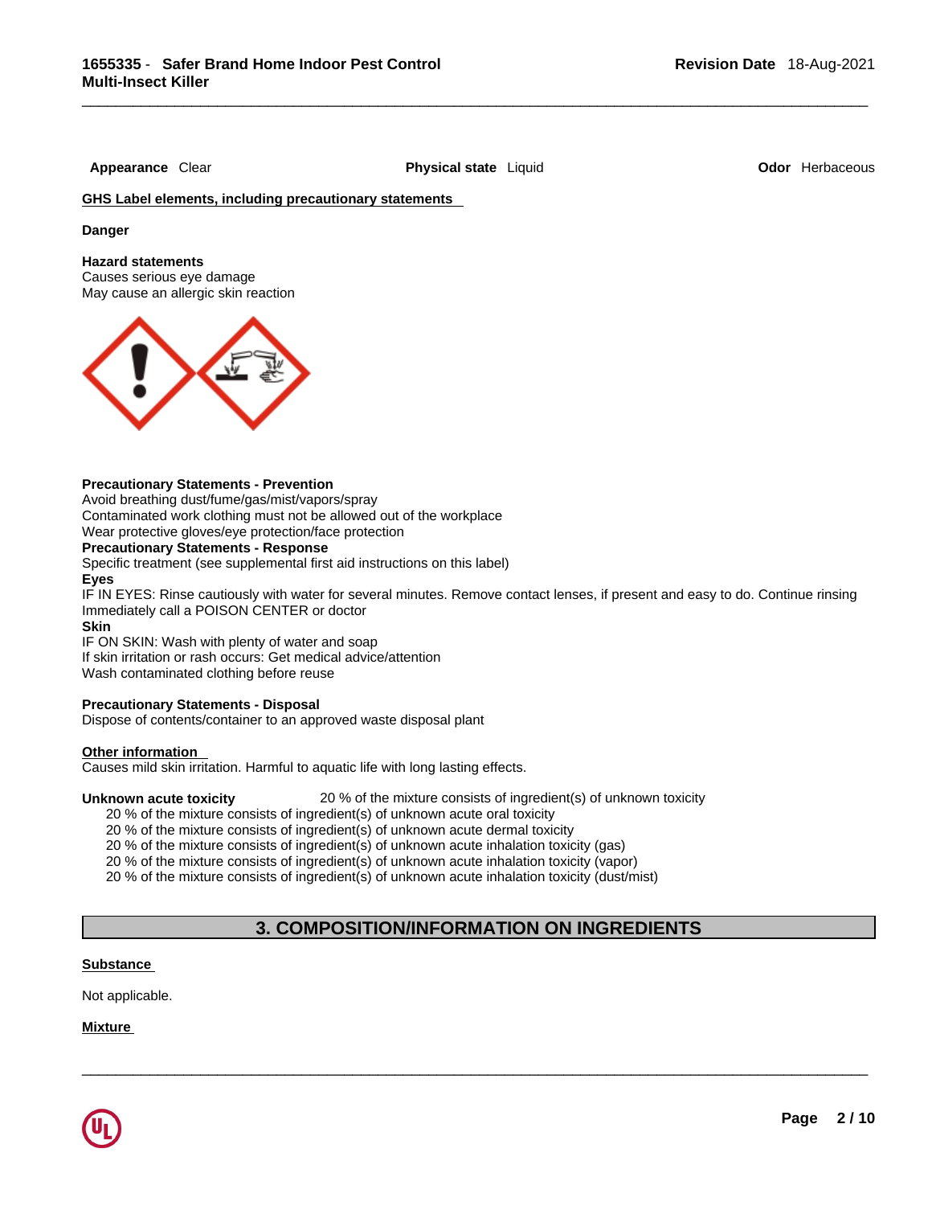**Appearance** Clear **Physical state** Liquid **Odor** Herbaceous

**GHS Label elements, including precautionary statements**

**Danger**

**Hazard statements**
Causes serious eye damage
May cause an allergic skin reaction

**Precautionary Statements - Prevention**
Avoid breathing dust/fume/gas/mist/vapors/spray
Contaminated work clothing must not be allowed out of the workplace
Wear protective gloves/eye protection/face protection

**Precautionary Statements - Response**
Specific treatment (see supplemental first aid instructions on this label)

**Eyes**
IF IN EYES: Rinse cautiously with water for several minutes. Remove contact lenses, if present and easy to do. Continue rinsing
Immediately call a POISON CENTER or doctor

**Skin**
IF ON SKIN: Wash with plenty of water and soap
If skin irritation or rash occurs: Get medical advice/attention
Wash contaminated clothing before reuse

**Precautionary Statements - Disposal**
Dispose of contents/container to an approved waste disposal plant

**Other information**
Causes mild skin irritation. Harmful to aquatic life with long lasting effects.

**Unknown acute toxicity** 20 % of the mixture consists of ingredient(s) of unknown toxicity

20 % of the mixture consists of ingredient(s) of unknown acute oral toxicity
20 % of the mixture consists of ingredient(s) of unknown acute dermal toxicity
20 % of the mixture consists of ingredient(s) of unknown acute inhalation toxicity (gas)
20 % of the mixture consists of ingredient(s) of unknown acute inhalation toxicity (vapor)
20 % of the mixture consists of ingredient(s) of unknown acute inhalation toxicity (dust/mist)

## 3. COMPOSITION/INFORMATION ON INGREDIENTS

**Substance**

Not applicable.

**Mixture**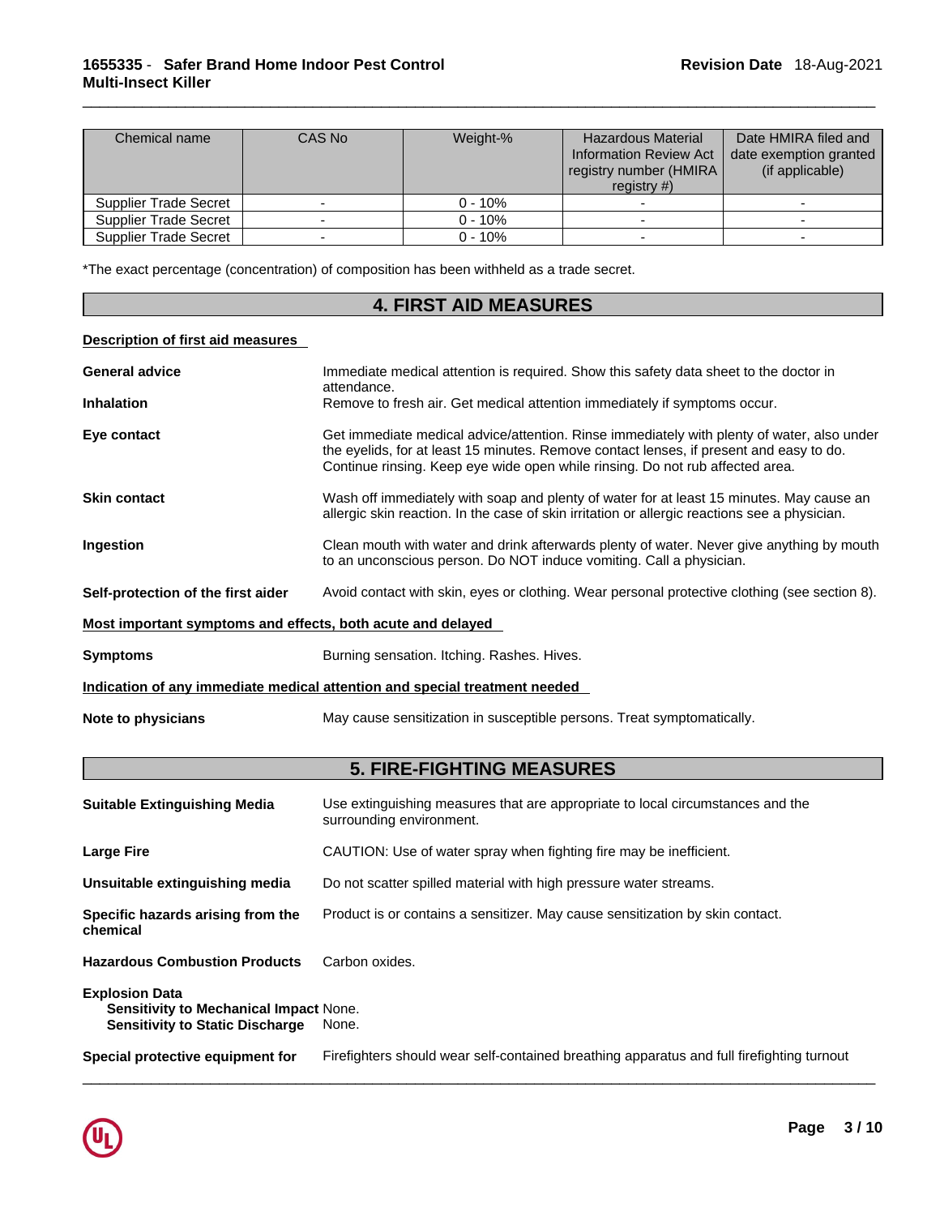| Chemical name | CAS No | Weight-% | Hazardous Material Information Review Act registry number (HMIRA registry #) | Date HMIRA filed and date exemption granted (if applicable) |
|---|---|---|---|---|
| Supplier Trade Secret | - | 0 - 10% | - | - |
| Supplier Trade Secret | - | 0 - 10% | - | - |
| Supplier Trade Secret | - | 0 - 10% | - | - |

*The exact percentage (concentration) of composition has been withheld as a trade secret.

## 4. FIRST AID MEASURES

**Description of first aid measures**

**General advice** Immediate medical attention is required. Show this safety data sheet to the doctor in attendance.

**Inhalation** Remove to fresh air. Get medical attention immediately if symptoms occur.

**Eye contact** Get immediate medical advice/attention. Rinse immediately with plenty of water, also under the eyelids, for at least 15 minutes. Remove contact lenses, if present and easy to do. Continue rinsing. Keep eye wide open while rinsing. Do not rub affected area.

**Skin contact** Wash off immediately with soap and plenty of water for at least 15 minutes. May cause an allergic skin reaction. In the case of skin irritation or allergic reactions see a physician.

**Ingestion** Clean mouth with water and drink afterwards plenty of water. Never give anything by mouth to an unconscious person. Do NOT induce vomiting. Call a physician.

**Self-protection of the first aider** Avoid contact with skin, eyes or clothing. Wear personal protective clothing (see section 8).

**Most important symptoms and effects, both acute and delayed**

**Symptoms** Burning sensation. Itching. Rashes. Hives.

**Indication of any immediate medical attention and special treatment needed**

**Note to physicians** May cause sensitization in susceptible persons. Treat symptomatically.

## 5. FIRE-FIGHTING MEASURES

**Suitable Extinguishing Media** Use extinguishing measures that are appropriate to local circumstances and the surrounding environment.

**Large Fire** CAUTION: Use of water spray when fighting fire may be inefficient.

**Unsuitable extinguishing media** Do not scatter spilled material with high pressure water streams.

**Specific hazards arising from the chemical** Product is or contains a sensitizer. May cause sensitization by skin contact.

**Hazardous Combustion Products** Carbon oxides.

**Explosion Data**
**Sensitivity to Mechanical Impact** None.
**Sensitivity to Static Discharge** None.

**Special protective equipment for** Firefighters should wear self-contained breathing apparatus and full firefighting turnout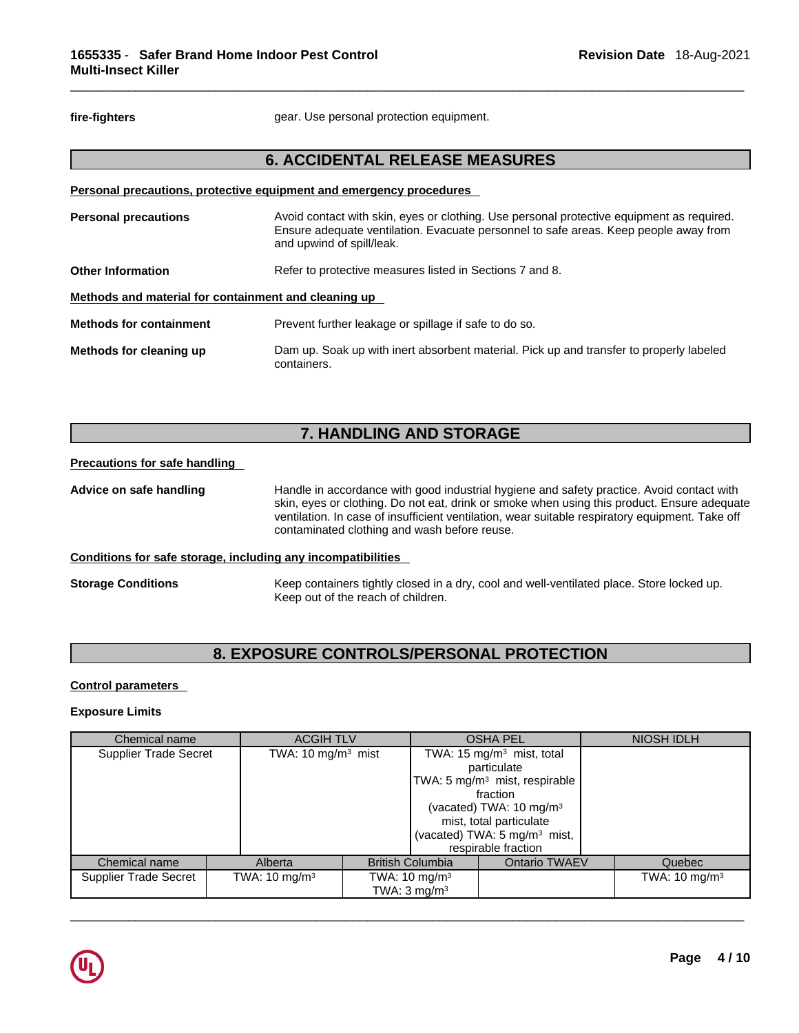**fire-fighters** gear. Use personal protection equipment.

## 6. ACCIDENTAL RELEASE MEASURES

**Personal precautions, protective equipment and emergency procedures**

**Personal precautions** Avoid contact with skin, eyes or clothing. Use personal protective equipment as required. Ensure adequate ventilation. Evacuate personnel to safe areas. Keep people away from and upwind of spill/leak.

**Other Information** Refer to protective measures listed in Sections 7 and 8.

**Methods and material for containment and cleaning up**

**Methods for containment** Prevent further leakage or spillage if safe to do so.

**Methods for cleaning up** Dam up. Soak up with inert absorbent material. Pick up and transfer to properly labeled containers.

## 7. HANDLING AND STORAGE

**Precautions for safe handling**

**Advice on safe handling** Handle in accordance with good industrial hygiene and safety practice. Avoid contact with skin, eyes or clothing. Do not eat, drink or smoke when using this product. Ensure adequate ventilation. In case of insufficient ventilation, wear suitable respiratory equipment. Take off contaminated clothing and wash before reuse.

**Conditions for safe storage, including any incompatibilities**

**Storage Conditions** Keep containers tightly closed in a dry, cool and well-ventilated place. Store locked up. Keep out of the reach of children.

## 8. EXPOSURE CONTROLS/PERSONAL PROTECTION

**Control parameters**

**Exposure Limits**

| Chemical name | ACGIH TLV | OSHA PEL | NIOSH IDLH |
|---|---|---|---|
| Supplier Trade Secret | TWA: 10 mg/m³ mist | TWA: 15 mg/m³ mist, total particulate<br>TWA: 5 mg/m³ mist, respirable fraction<br>(vacated) TWA: 10 mg/m³ mist, total particulate<br>(vacated) TWA: 5 mg/m³ mist, respirable fraction | |

| Chemical name | Alberta | British Columbia | Ontario TWAEV | Quebec |
|---|---|---|---|---|
| Supplier Trade Secret | TWA: 10 mg/m³ | TWA: 10 mg/m³<br>TWA: 3 mg/m³ | | TWA: 10 mg/m³ |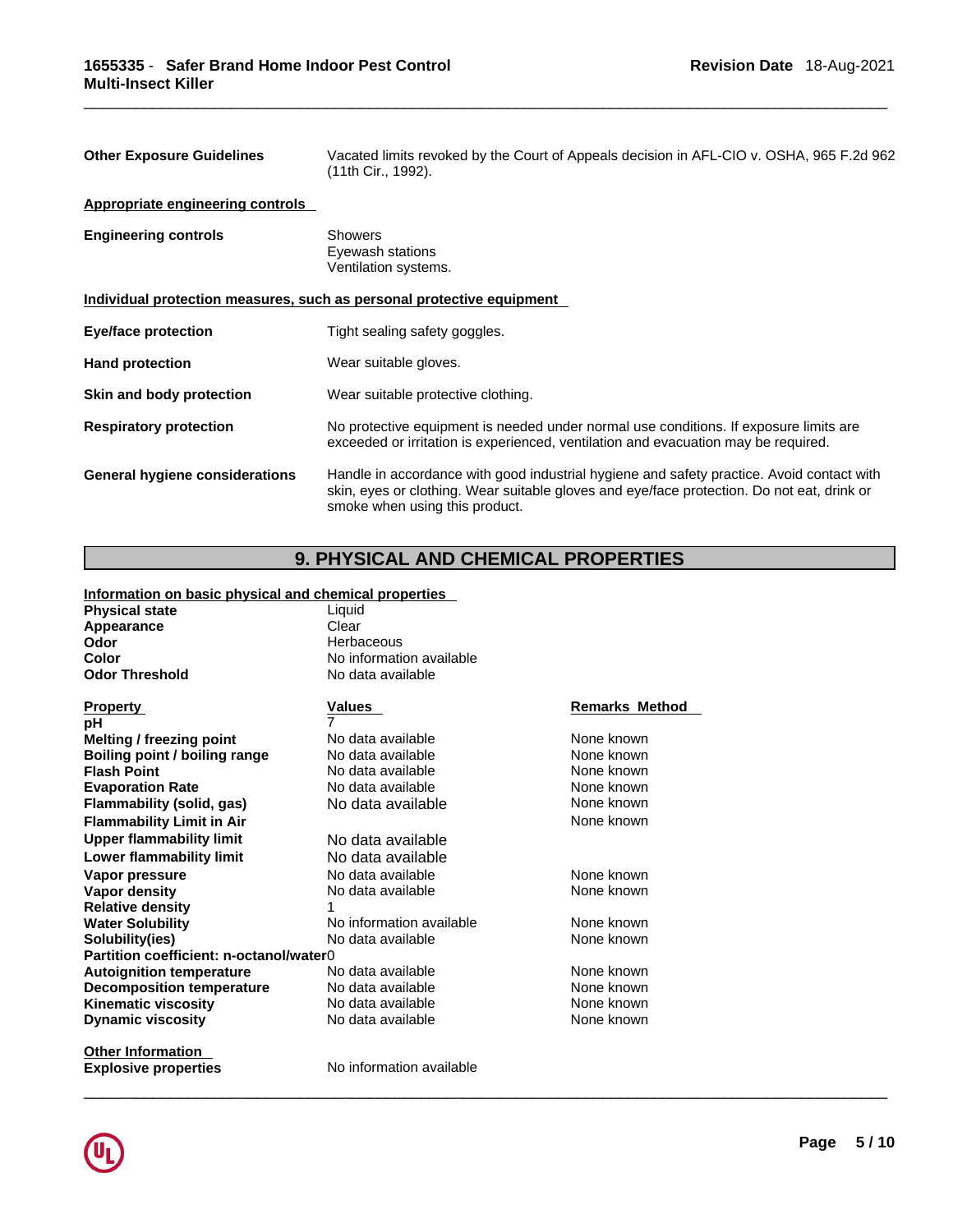| | |
|---|---|
| **Other Exposure Guidelines** | Vacated limits revoked by the Court of Appeals decision in AFL-CIO v. OSHA, 965 F.2d 962 (11th Cir., 1992). |

**Appropriate engineering controls**

| | |
|---|---|
| **Engineering controls** | Showers<br>Eyewash stations<br>Ventilation systems. |

**Individual protection measures, such as personal protective equipment**

| | |
|---|---|
| **Eye/face protection** | Tight sealing safety goggles. |
| **Hand protection** | Wear suitable gloves. |
| **Skin and body protection** | Wear suitable protective clothing. |
| **Respiratory protection** | No protective equipment is needed under normal use conditions. If exposure limits are exceeded or irritation is experienced, ventilation and evacuation may be required. |
| **General hygiene considerations** | Handle in accordance with good industrial hygiene and safety practice. Avoid contact with skin, eyes or clothing. Wear suitable gloves and eye/face protection. Do not eat, drink or smoke when using this product. |

## 9. PHYSICAL AND CHEMICAL PROPERTIES

**Information on basic physical and chemical properties**

| | |
|---|---|
| **Physical state** | Liquid |
| **Appearance** | Clear |
| **Odor** | Herbaceous |
| **Color** | No information available |
| **Odor Threshold** | No data available |

| Property | Values | Remarks Method |
|---|---|---|
| **pH** | 7 | |
| **Melting / freezing point** | No data available | None known |
| **Boiling point / boiling range** | No data available | None known |
| **Flash Point** | No data available | None known |
| **Evaporation Rate** | No data available | None known |
| **Flammability (solid, gas)** | No data available | None known |
| **Flammability Limit in Air** | | None known |
| **Upper flammability limit** | No data available | |
| **Lower flammability limit** | No data available | |
| **Vapor pressure** | No data available | None known |
| **Vapor density** | No data available | None known |
| **Relative density** | 1 | |
| **Water Solubility** | No information available | None known |
| **Solubility(ies)** | No data available | None known |
| **Partition coefficient: n-octanol/water** | 0 | |
| **Autoignition temperature** | No data available | None known |
| **Decomposition temperature** | No data available | None known |
| **Kinematic viscosity** | No data available | None known |
| **Dynamic viscosity** | No data available | None known |

**Other Information**

| | |
|---|---|
| **Explosive properties** | No information available |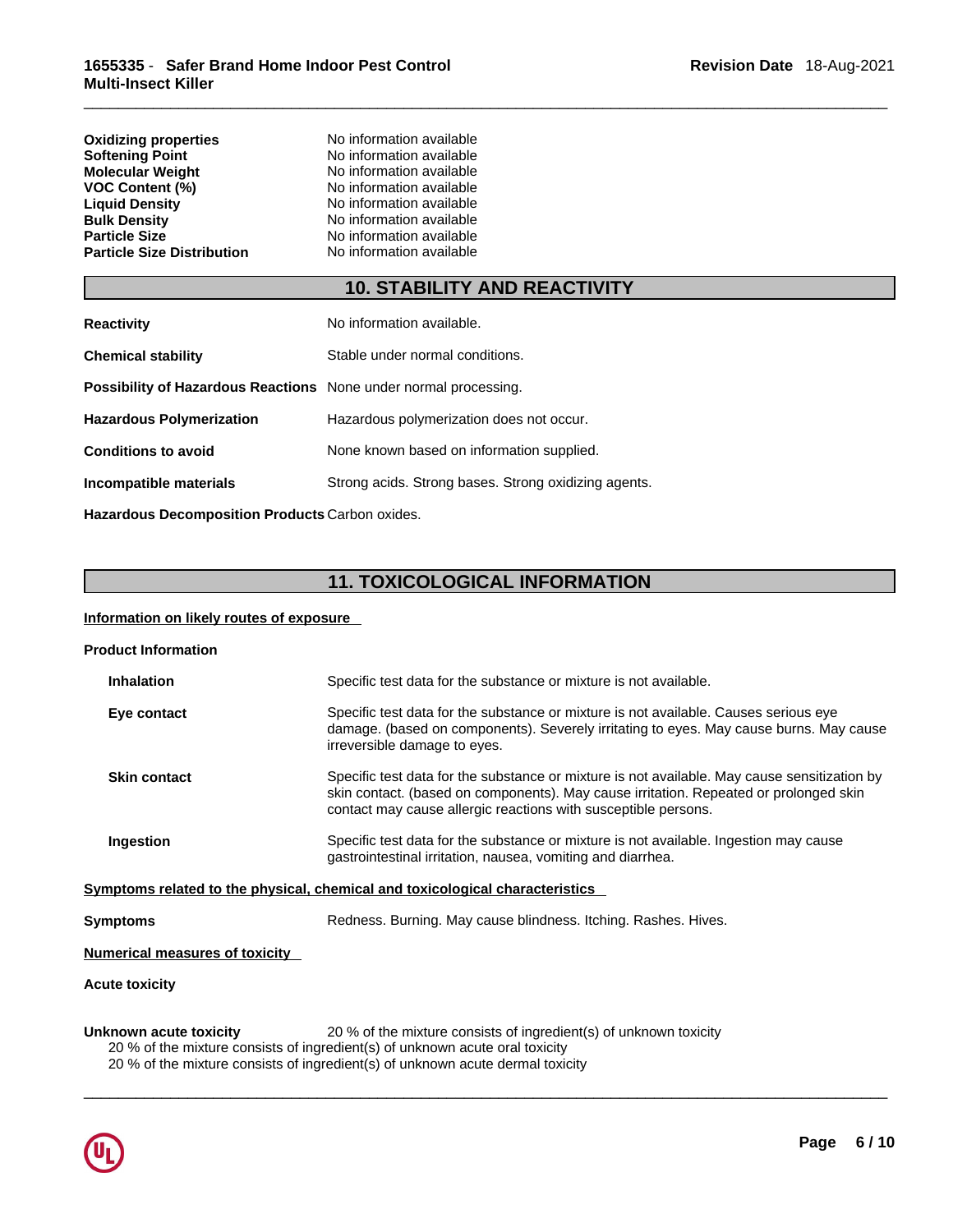| | |
|---|---|
| **Oxidizing properties** | No information available |
| **Softening Point** | No information available |
| **Molecular Weight** | No information available |
| **VOC Content (%)** | No information available |
| **Liquid Density** | No information available |
| **Bulk Density** | No information available |
| **Particle Size** | No information available |
| **Particle Size Distribution** | No information available |

## 10. STABILITY AND REACTIVITY

| | |
|---|---|
| **Reactivity** | No information available. |
| **Chemical stability** | Stable under normal conditions. |
| **Possibility of Hazardous Reactions** | None under normal processing. |
| **Hazardous Polymerization** | Hazardous polymerization does not occur. |
| **Conditions to avoid** | None known based on information supplied. |
| **Incompatible materials** | Strong acids. Strong bases. Strong oxidizing agents. |
| **Hazardous Decomposition Products** | Carbon oxides. |

## 11. TOXICOLOGICAL INFORMATION

**Information on likely routes of exposure**

**Product Information**

| | |
|---|---|
| **Inhalation** | Specific test data for the substance or mixture is not available. |
| **Eye contact** | Specific test data for the substance or mixture is not available. Causes serious eye damage. (based on components). Severely irritating to eyes. May cause burns. May cause irreversible damage to eyes. |
| **Skin contact** | Specific test data for the substance or mixture is not available. May cause sensitization by skin contact. (based on components). May cause irritation. Repeated or prolonged skin contact may cause allergic reactions with susceptible persons. |
| **Ingestion** | Specific test data for the substance or mixture is not available. Ingestion may cause gastrointestinal irritation, nausea, vomiting and diarrhea. |

**Symptoms related to the physical, chemical and toxicological characteristics**

**Symptoms** Redness. Burning. May cause blindness. Itching. Rashes. Hives.

**Numerical measures of toxicity**

**Acute toxicity**

**Unknown acute toxicity** 20 % of the mixture consists of ingredient(s) of unknown toxicity

20 % of the mixture consists of ingredient(s) of unknown acute oral toxicity

20 % of the mixture consists of ingredient(s) of unknown acute dermal toxicity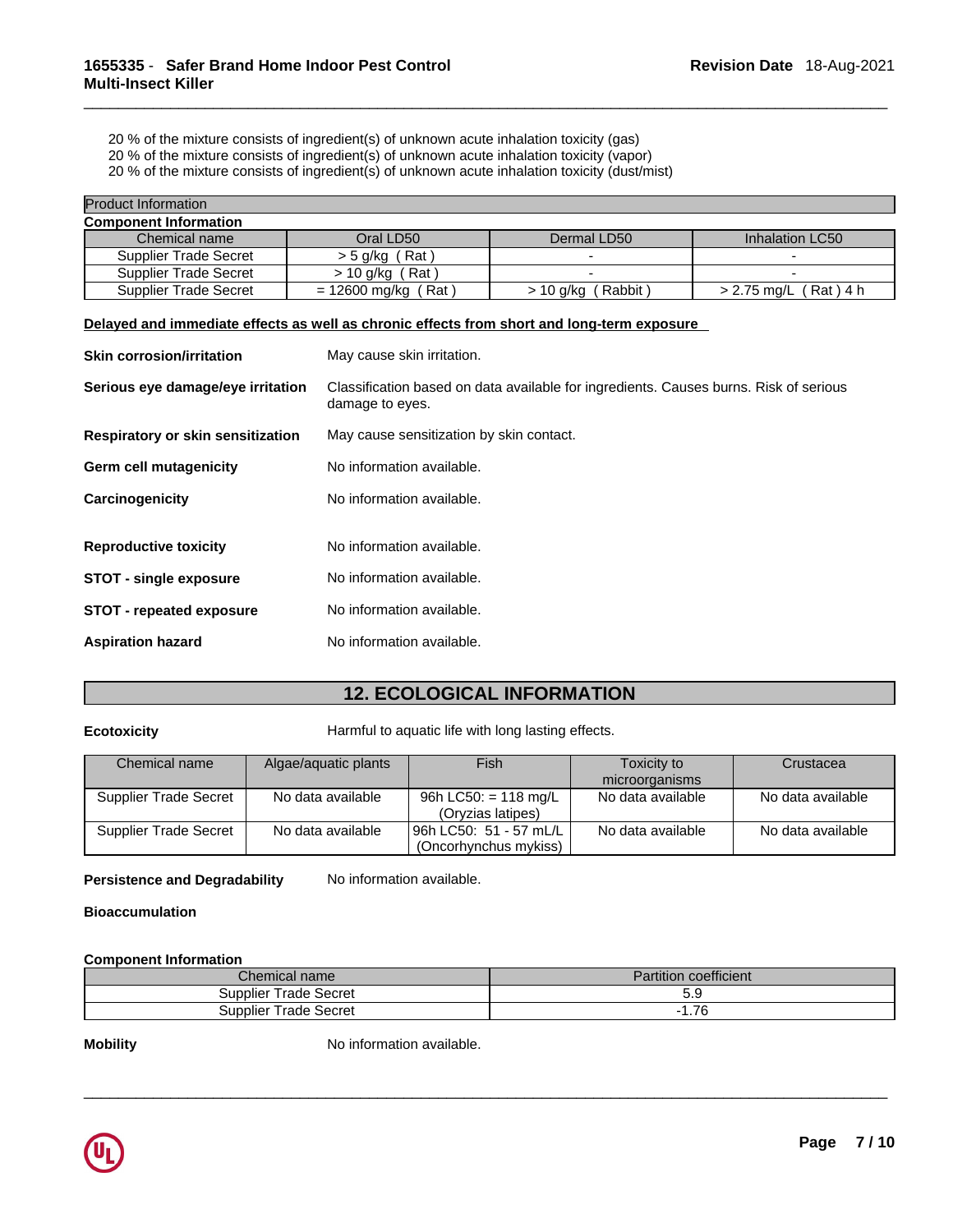20 % of the mixture consists of ingredient(s) of unknown acute inhalation toxicity (gas)
20 % of the mixture consists of ingredient(s) of unknown acute inhalation toxicity (vapor)
20 % of the mixture consists of ingredient(s) of unknown acute inhalation toxicity (dust/mist)

**Product Information**

**Component Information**

| Chemical name | Oral LD50 | Dermal LD50 | Inhalation LC50 |
|---|---|---|---|
| Supplier Trade Secret | > 5 g/kg ( Rat ) | - | - |
| Supplier Trade Secret | > 10 g/kg ( Rat ) | - | - |
| Supplier Trade Secret | = 12600 mg/kg ( Rat ) | > 10 g/kg ( Rabbit ) | > 2.75 mg/L ( Rat ) 4 h |

**Delayed and immediate effects as well as chronic effects from short and long-term exposure**

**Skin corrosion/irritation** May cause skin irritation.

**Serious eye damage/eye irritation** Classification based on data available for ingredients. Causes burns. Risk of serious damage to eyes.

**Respiratory or skin sensitization** May cause sensitization by skin contact.

**Germ cell mutagenicity** No information available.

**Carcinogenicity** No information available.

**Reproductive toxicity** No information available.

**STOT - single exposure** No information available.

**STOT - repeated exposure** No information available.

**Aspiration hazard** No information available.

## 12. ECOLOGICAL INFORMATION

**Ecotoxicity** Harmful to aquatic life with long lasting effects.

| Chemical name | Algae/aquatic plants | Fish | Toxicity to microorganisms | Crustacea |
|---|---|---|---|---|
| Supplier Trade Secret | No data available | 96h LC50: = 118 mg/L (Oryzias latipes) | No data available | No data available |
| Supplier Trade Secret | No data available | 96h LC50: 51 - 57 mL/L (Oncorhynchus mykiss) | No data available | No data available |

**Persistence and Degradability** No information available.

**Bioaccumulation**

**Component Information**

| Chemical name | Partition coefficient |
|---|---|
| Supplier Trade Secret | 5.9 |
| Supplier Trade Secret | -1.76 |

**Mobility** No information available.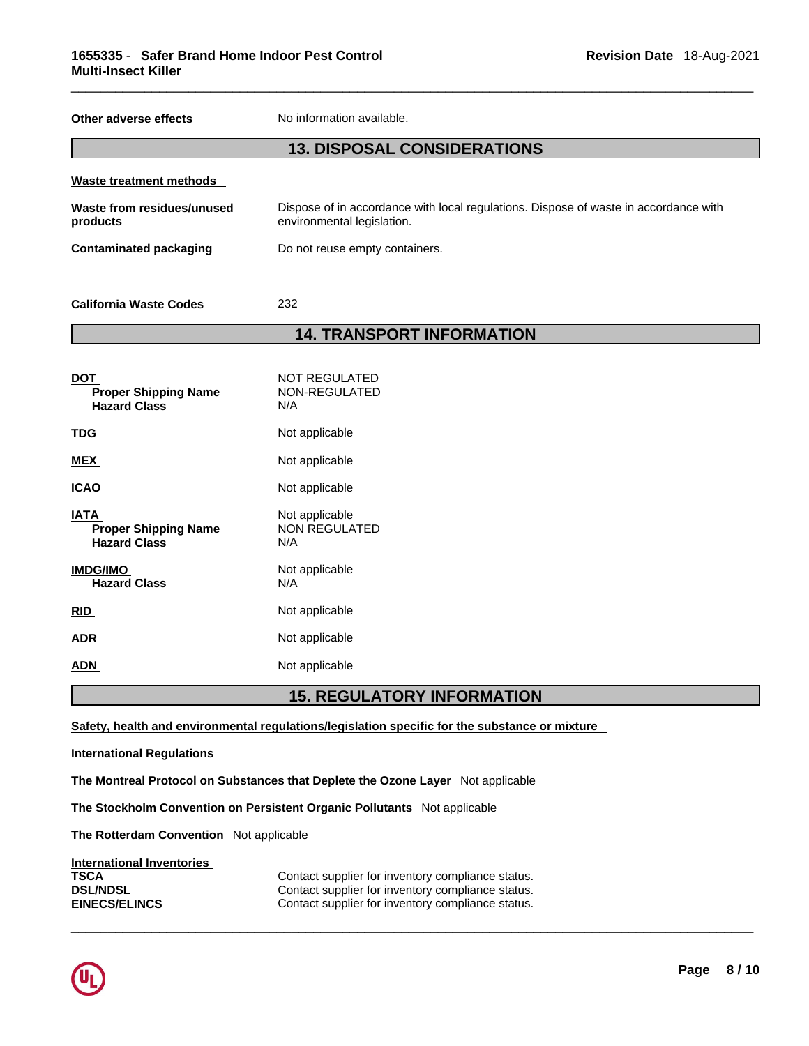| | |
|---|---|
| **Other adverse effects** | No information available. |

## 13. DISPOSAL CONSIDERATIONS

**Waste treatment methods**

| | |
|---|---|
| **Waste from residues/unused products** | Dispose of in accordance with local regulations. Dispose of waste in accordance with environmental legislation. |
| **Contaminated packaging** | Do not reuse empty containers. |
| **California Waste Codes** | 232 |

## 14. TRANSPORT INFORMATION

| | |
|---|---|
| **DOT** | NOT REGULATED |
| **Proper Shipping Name** | NON-REGULATED |
| **Hazard Class** | N/A |
| **TDG** | Not applicable |
| **MEX** | Not applicable |
| **ICAO** | Not applicable |
| **IATA** | Not applicable |
| **Proper Shipping Name** | NON REGULATED |
| **Hazard Class** | N/A |
| **IMDG/IMO** | Not applicable |
| **Hazard Class** | N/A |
| **RID** | Not applicable |
| **ADR** | Not applicable |
| **ADN** | Not applicable |

## 15. REGULATORY INFORMATION

**Safety, health and environmental regulations/legislation specific for the substance or mixture**

**International Regulations**

**The Montreal Protocol on Substances that Deplete the Ozone Layer** Not applicable

**The Stockholm Convention on Persistent Organic Pollutants** Not applicable

**The Rotterdam Convention** Not applicable

**International Inventories**

| | |
|---|---|
| **TSCA** | Contact supplier for inventory compliance status. |
| **DSL/NDSL** | Contact supplier for inventory compliance status. |
| **EINECS/ELINCS** | Contact supplier for inventory compliance status. |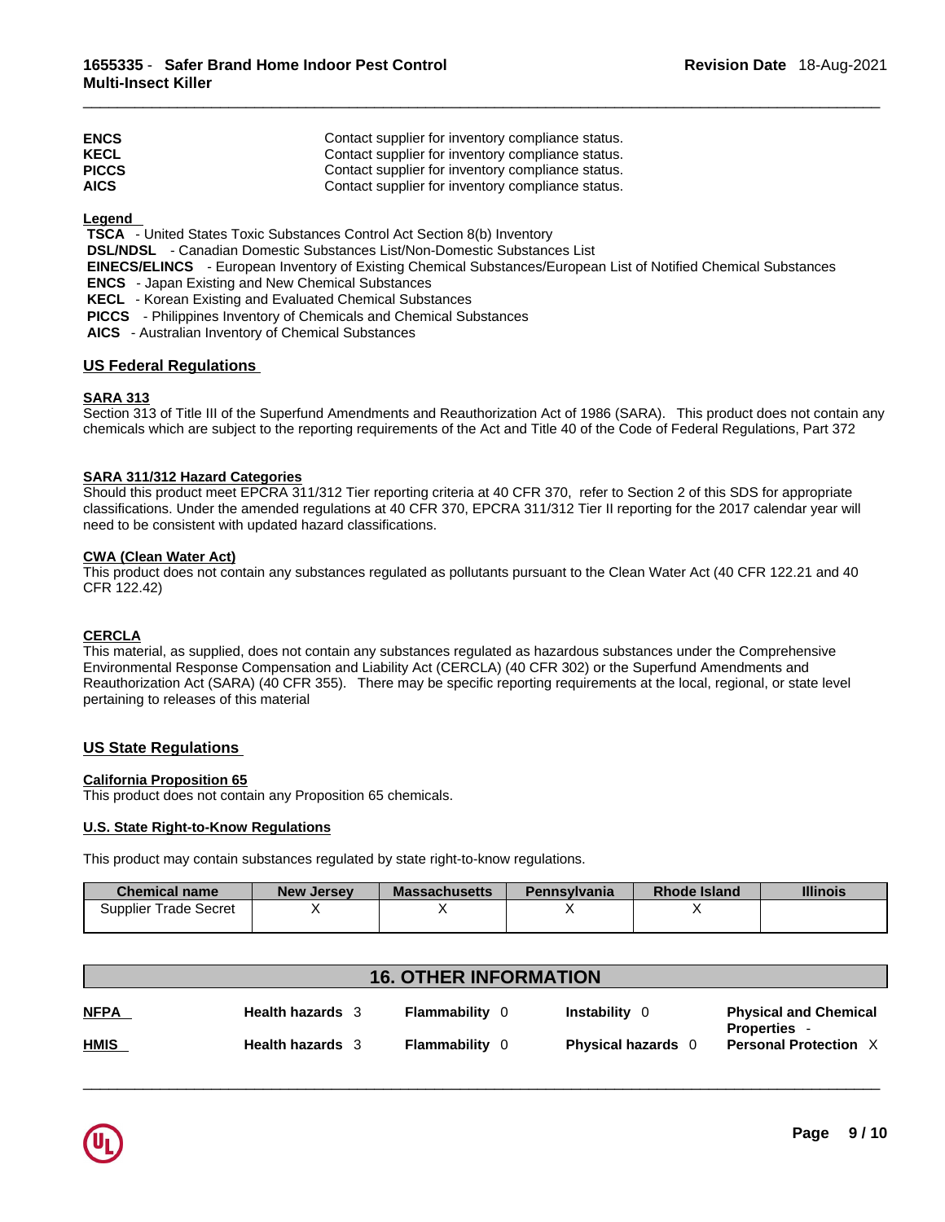| | |
|---|---|
| **ENCS** | Contact supplier for inventory compliance status. |
| **KECL** | Contact supplier for inventory compliance status. |
| **PICCS** | Contact supplier for inventory compliance status. |
| **AICS** | Contact supplier for inventory compliance status. |

**Legend**

**TSCA** - United States Toxic Substances Control Act Section 8(b) Inventory
**DSL/NDSL** - Canadian Domestic Substances List/Non-Domestic Substances List
**EINECS/ELINCS** - European Inventory of Existing Chemical Substances/European List of Notified Chemical Substances
**ENCS** - Japan Existing and New Chemical Substances
**KECL** - Korean Existing and Evaluated Chemical Substances
**PICCS** - Philippines Inventory of Chemicals and Chemical Substances
**AICS** - Australian Inventory of Chemical Substances

## US Federal Regulations

**SARA 313**

Section 313 of Title III of the Superfund Amendments and Reauthorization Act of 1986 (SARA). This product does not contain any chemicals which are subject to the reporting requirements of the Act and Title 40 of the Code of Federal Regulations, Part 372

**SARA 311/312 Hazard Categories**

Should this product meet EPCRA 311/312 Tier reporting criteria at 40 CFR 370, refer to Section 2 of this SDS for appropriate classifications. Under the amended regulations at 40 CFR 370, EPCRA 311/312 Tier II reporting for the 2017 calendar year will need to be consistent with updated hazard classifications.

**CWA (Clean Water Act)**

This product does not contain any substances regulated as pollutants pursuant to the Clean Water Act (40 CFR 122.21 and 40 CFR 122.42)

**CERCLA**

This material, as supplied, does not contain any substances regulated as hazardous substances under the Comprehensive Environmental Response Compensation and Liability Act (CERCLA) (40 CFR 302) or the Superfund Amendments and Reauthorization Act (SARA) (40 CFR 355). There may be specific reporting requirements at the local, regional, or state level pertaining to releases of this material

## US State Regulations

**California Proposition 65**

This product does not contain any Proposition 65 chemicals.

**U.S. State Right-to-Know Regulations**

This product may contain substances regulated by state right-to-know regulations.

| Chemical name | New Jersey | Massachusetts | Pennsylvania | Rhode Island | Illinois |
|---|---|---|---|---|---|
| Supplier Trade Secret | X | X | X | X | |

## 16. OTHER INFORMATION

| | | | | |
|---|---|---|---|---|
| **NFPA** | **Health hazards** 3 | **Flammability** 0 | **Instability** 0 | **Physical and Chemical Properties** - |
| **HMIS** | **Health hazards** 3 | **Flammability** 0 | **Physical hazards** 0 | **Personal Protection** X |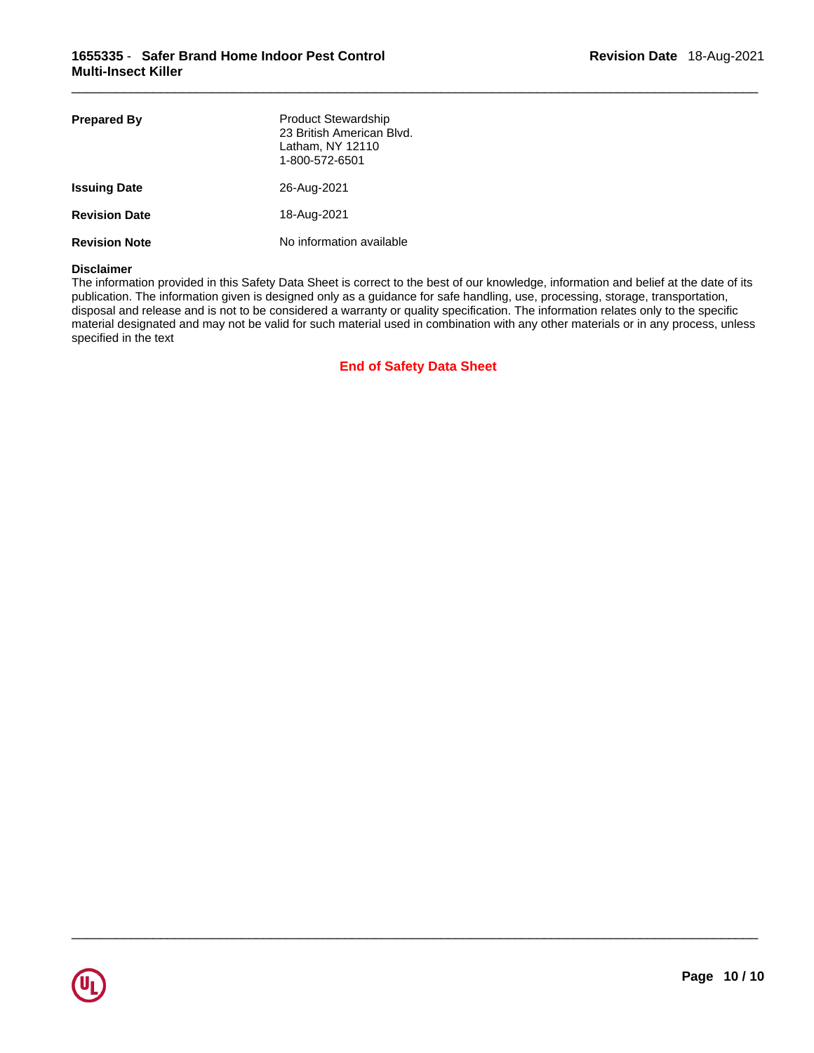| | |
|---|---|
| **Prepared By** | Product Stewardship<br>23 British American Blvd.<br>Latham, NY 12110<br>1-800-572-6501 |
| **Issuing Date** | 26-Aug-2021 |
| **Revision Date** | 18-Aug-2021 |
| **Revision Note** | No information available |

**Disclaimer**

The information provided in this Safety Data Sheet is correct to the best of our knowledge, information and belief at the date of its publication. The information given is designed only as a guidance for safe handling, use, processing, storage, transportation, disposal and release and is not to be considered a warranty or quality specification. The information relates only to the specific material designated and may not be valid for such material used in combination with any other materials or in any process, unless specified in the text

**End of Safety Data Sheet**